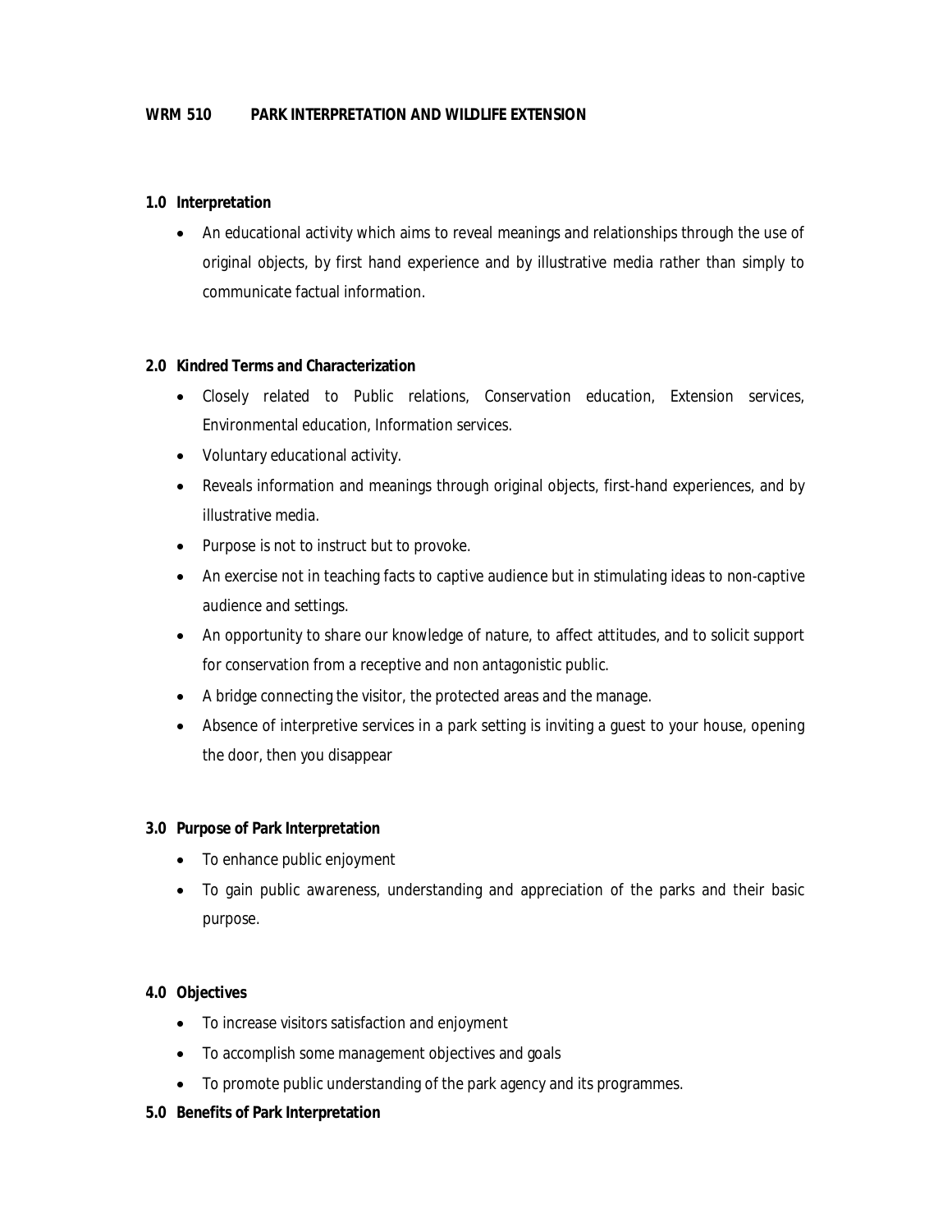**WRM 510 PARK INTERPRETATION AND WILDLIFE EXTENSION**

## 1.0 Interpretation

- An educational activity which aims to reveal meanings and relationships through the use of original objects, by first hand experience and by illustrative media rather than simply to communicate factual information.

## 2.0 Kindred Terms and Characterization

- Closely related to Public relations, Conservation education, Extension services, Environmental education, Information services.
- Voluntary educational activity.
- Reveals information and meanings through original objects, first-hand experiences, and by illustrative media.
- Purpose is not to instruct but to provoke.
- An exercise not in teaching facts to captive audience but in stimulating ideas to non-captive audience and settings.
- An opportunity to share our knowledge of nature, to affect attitudes, and to solicit support for conservation from a receptive and non antagonistic public.
- A bridge connecting the visitor, the protected areas and the manage.
- Absence of interpretive services in a park setting is inviting a guest to your house, opening the door, then you disappear

## 3.0 Purpose of Park Interpretation

- To enhance public enjoyment
- To gain public awareness, understanding and appreciation of the parks and their basic purpose.

## 4.0 Objectives

- To increase visitors satisfaction and enjoyment
- To accomplish some management objectives and goals
- To promote public understanding of the park agency and its programmes.

## 5.0 Benefits of Park Interpretation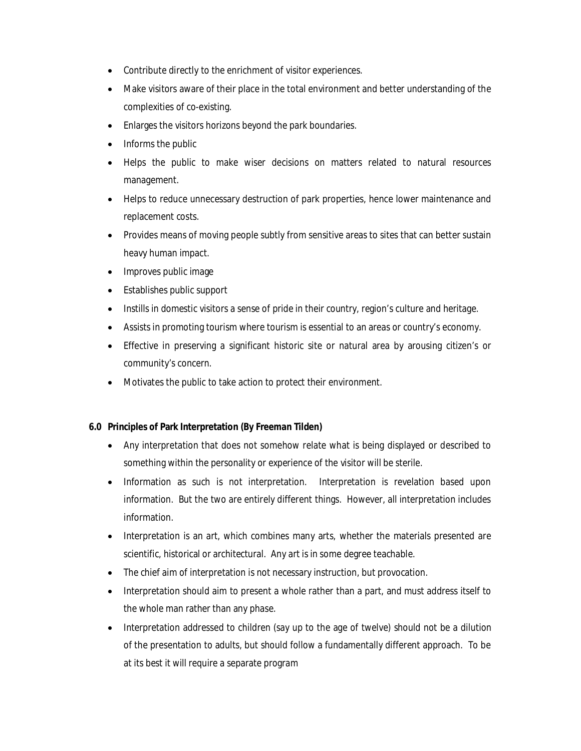- Contribute directly to the enrichment of visitor experiences.
- Make visitors aware of their place in the total environment and better understanding of the complexities of co-existing.
- Enlarges the visitors horizons beyond the park boundaries.
- Informs the public
- Helps the public to make wiser decisions on matters related to natural resources management.
- Helps to reduce unnecessary destruction of park properties, hence lower maintenance and replacement costs.
- Provides means of moving people subtly from sensitive areas to sites that can better sustain heavy human impact.
- Improves public image
- Establishes public support
- Instills in domestic visitors a sense of pride in their country, region's culture and heritage.
- Assists in promoting tourism where tourism is essential to an areas or country's economy.
- Effective in preserving a significant historic site or natural area by arousing citizen's or community's concern.
- Motivates the public to take action to protect their environment.

## 6.0 Principles of Park Interpretation (By Freeman Tilden)

- Any interpretation that does not somehow relate what is being displayed or described to something within the personality or experience of the visitor will be sterile.
- Information as such is not interpretation. Interpretation is revelation based upon information. But the two are entirely different things. However, all interpretation includes information.
- Interpretation is an art, which combines many arts, whether the materials presented are scientific, historical or architectural. Any art is in some degree teachable.
- The chief aim of interpretation is not necessary instruction, but provocation.
- Interpretation should aim to present a whole rather than a part, and must address itself to the whole man rather than any phase.
- Interpretation addressed to children (say up to the age of twelve) should not be a dilution of the presentation to adults, but should follow a fundamentally different approach. To be at its best it will require a separate program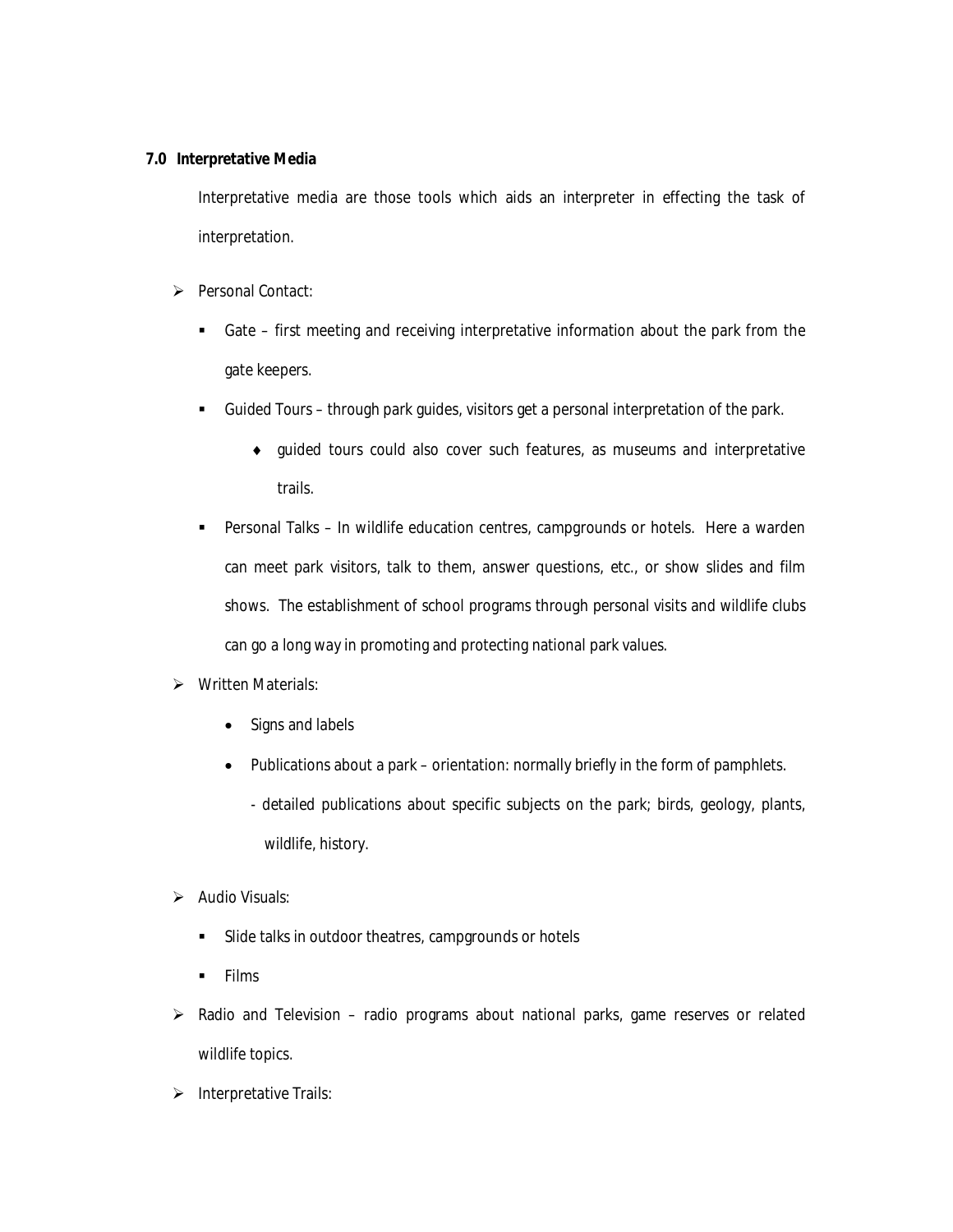## 7.0 Interpretative Media

Interpretative media are those tools which aids an interpreter in effecting the task of interpretation.

- Personal Contact:
  - Gate – first meeting and receiving interpretative information about the park from the gate keepers.
  - Guided Tours – through park guides, visitors get a personal interpretation of the park.
    - guided tours could also cover such features, as museums and interpretative trails.
  - Personal Talks – In wildlife education centres, campgrounds or hotels. Here a warden can meet park visitors, talk to them, answer questions, etc., or show slides and film shows. The establishment of school programs through personal visits and wildlife clubs can go a long way in promoting and protecting national park values.
- Written Materials:
  - Signs and labels
  - Publications about a park – orientation: normally briefly in the form of pamphlets.
    - detailed publications about specific subjects on the park; birds, geology, plants, wildlife, history.
- Audio Visuals:
  - Slide talks in outdoor theatres, campgrounds or hotels
  - Films
- Radio and Television – radio programs about national parks, game reserves or related wildlife topics.
- Interpretative Trails: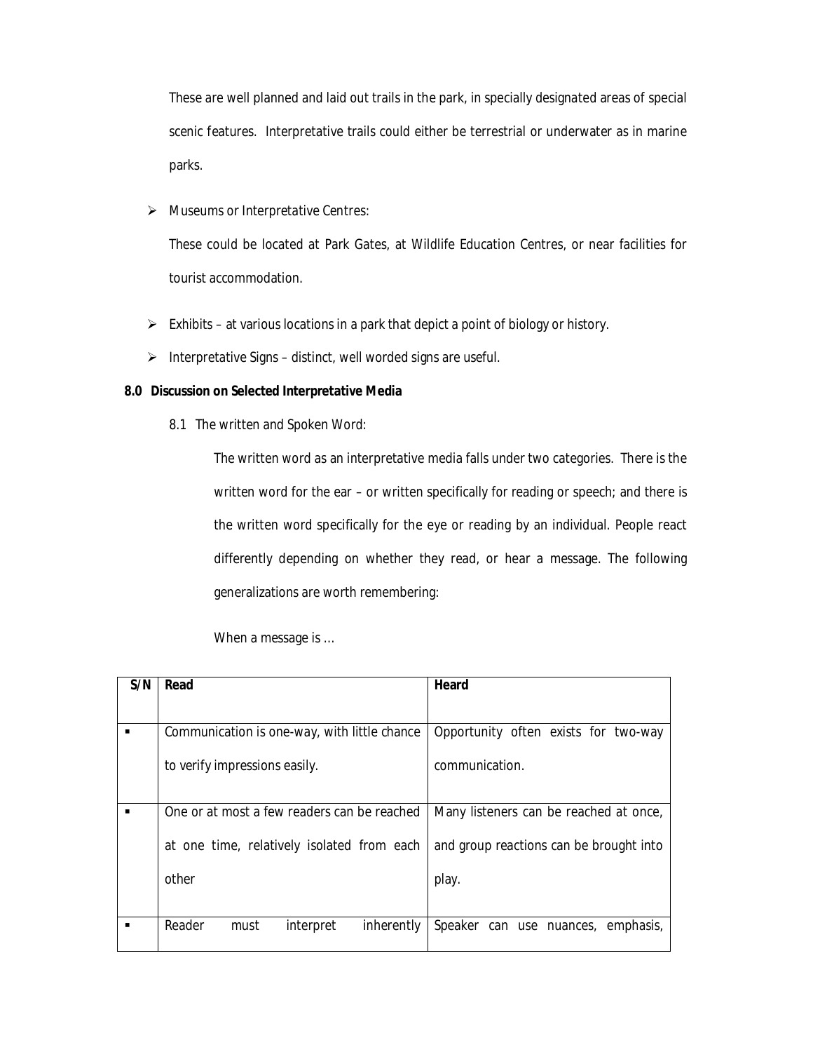These are well planned and laid out trails in the park, in specially designated areas of special scenic features. Interpretative trails could either be terrestrial or underwater as in marine parks.

- Museums or Interpretative Centres:

  These could be located at Park Gates, at Wildlife Education Centres, or near facilities for tourist accommodation.

- Exhibits – at various locations in a park that depict a point of biology or history.
- Interpretative Signs – distinct, well worded signs are useful.

## 8.0 Discussion on Selected Interpretative Media

### 8.1 The written and Spoken Word:

The written word as an interpretative media falls under two categories. There is the written word for the ear – or written specifically for reading or speech; and there is the written word specifically for the eye or reading by an individual. People react differently depending on whether they read, or hear a message. The following generalizations are worth remembering:

When a message is …

| S/N | Read | Heard |
|---|---|---|
| ▪ | Communication is one-way, with little chance to verify impressions easily. | Opportunity often exists for two-way communication. |
| ▪ | One or at most a few readers can be reached at one time, relatively isolated from each other | Many listeners can be reached at once, and group reactions can be brought into play. |
| ▪ | Reader must interpret inherently | Speaker can use nuances, emphasis, |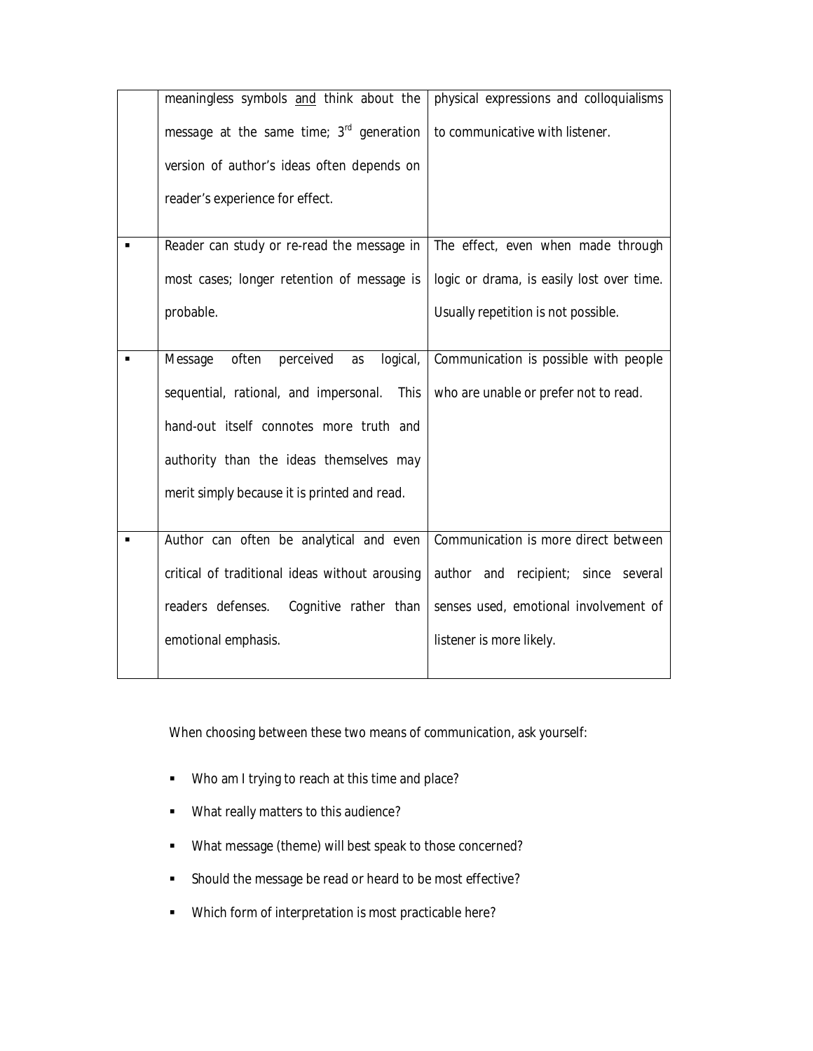|  |  |  |
|---|---|---|
|  | meaningless symbols <u>and</u> think about the message at the same time; 3rd generation version of author's ideas often depends on reader's experience for effect. | physical expressions and colloquialisms to communicative with listener. |
| ▪ | Reader can study or re-read the message in most cases; longer retention of message is probable. | The effect, even when made through logic or drama, is easily lost over time. Usually repetition is not possible. |
| ▪ | Message often perceived as logical, sequential, rational, and impersonal. This hand-out itself connotes more truth and authority than the ideas themselves may merit simply because it is printed and read. | Communication is possible with people who are unable or prefer not to read. |
| ▪ | Author can often be analytical and even critical of traditional ideas without arousing readers defenses. Cognitive rather than emotional emphasis. | Communication is more direct between author and recipient; since several senses used, emotional involvement of listener is more likely. |

When choosing between these two means of communication, ask yourself:

- Who am I trying to reach at this time and place?
- What really matters to this audience?
- What message (theme) will best speak to those concerned?
- Should the message be read or heard to be most effective?
- Which form of interpretation is most practicable here?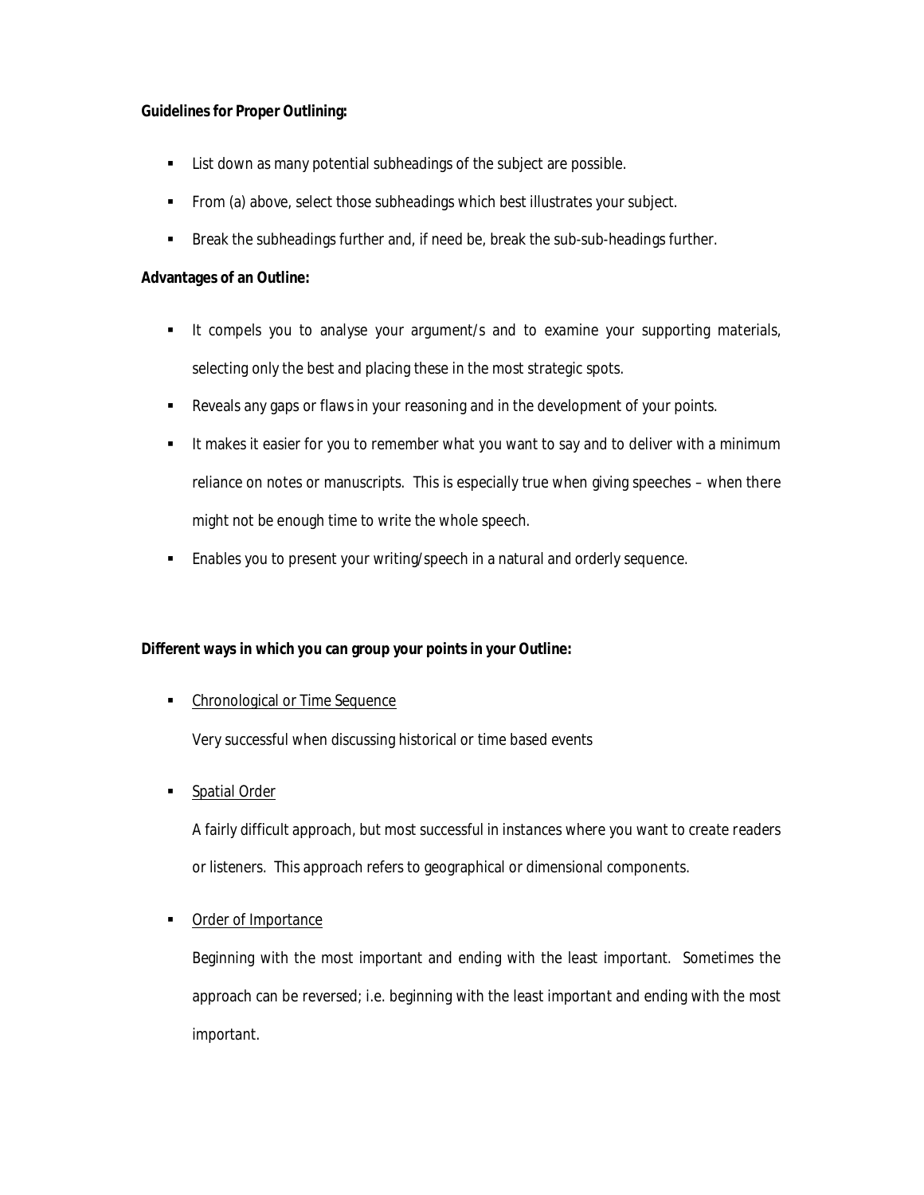**Guidelines for Proper Outlining:**

- List down as many potential subheadings of the subject are possible.
- From (a) above, select those subheadings which best illustrates your subject.
- Break the subheadings further and, if need be, break the sub-sub-headings further.

**Advantages of an Outline:**

- It compels you to analyse your argument/s and to examine your supporting materials, selecting only the best and placing these in the most strategic spots.
- Reveals any gaps or flaws in your reasoning and in the development of your points.
- It makes it easier for you to remember what you want to say and to deliver with a minimum reliance on notes or manuscripts. This is especially true when giving speeches – when there might not be enough time to write the whole speech.
- Enables you to present your writing/speech in a natural and orderly sequence.

**Different ways in which you can group your points in your Outline:**

- <u>Chronological or Time Sequence</u>

  Very successful when discussing historical or time based events

- <u>Spatial Order</u>

  A fairly difficult approach, but most successful in instances where you want to create readers or listeners. This approach refers to geographical or dimensional components.

- <u>Order of Importance</u>

  Beginning with the most important and ending with the least important. Sometimes the approach can be reversed; i.e. beginning with the least important and ending with the most important.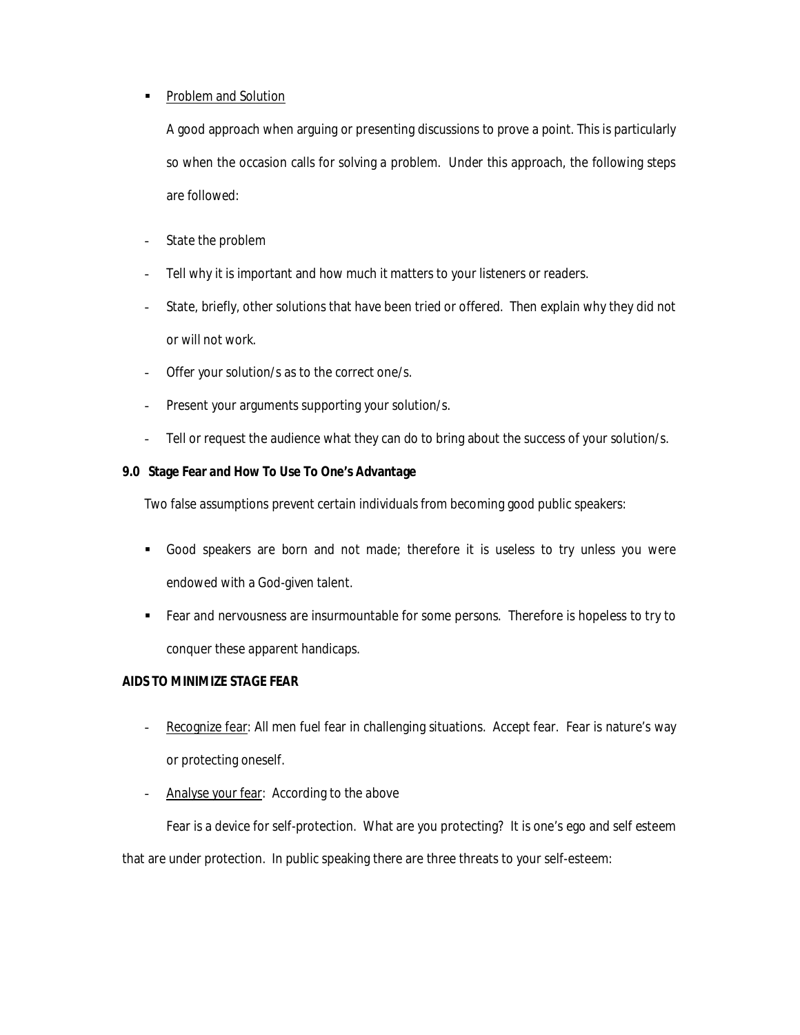- <u>Problem and Solution</u>

  A good approach when arguing or presenting discussions to prove a point. This is particularly so when the occasion calls for solving a problem. Under this approach, the following steps are followed:

- State the problem
- Tell why it is important and how much it matters to your listeners or readers.
- State, briefly, other solutions that have been tried or offered. Then explain why they did not or will not work.
- Offer your solution/s as to the correct one/s.
- Present your arguments supporting your solution/s.
- Tell or request the audience what they can do to bring about the success of your solution/s.

**9.0 Stage Fear and How To Use To One's Advantage**

Two false assumptions prevent certain individuals from becoming good public speakers:

- Good speakers are born and not made; therefore it is useless to try unless you were endowed with a God-given talent.
- Fear and nervousness are insurmountable for some persons. Therefore is hopeless to try to conquer these apparent handicaps.

**AIDS TO MINIMIZE STAGE FEAR**

- <u>Recognize fear</u>: All men fuel fear in challenging situations. Accept fear. Fear is nature's way or protecting oneself.
- <u>Analyse your fear</u>: According to the above

  Fear is a device for self-protection. What are you protecting? It is one's ego and self esteem that are under protection. In public speaking there are three threats to your self-esteem: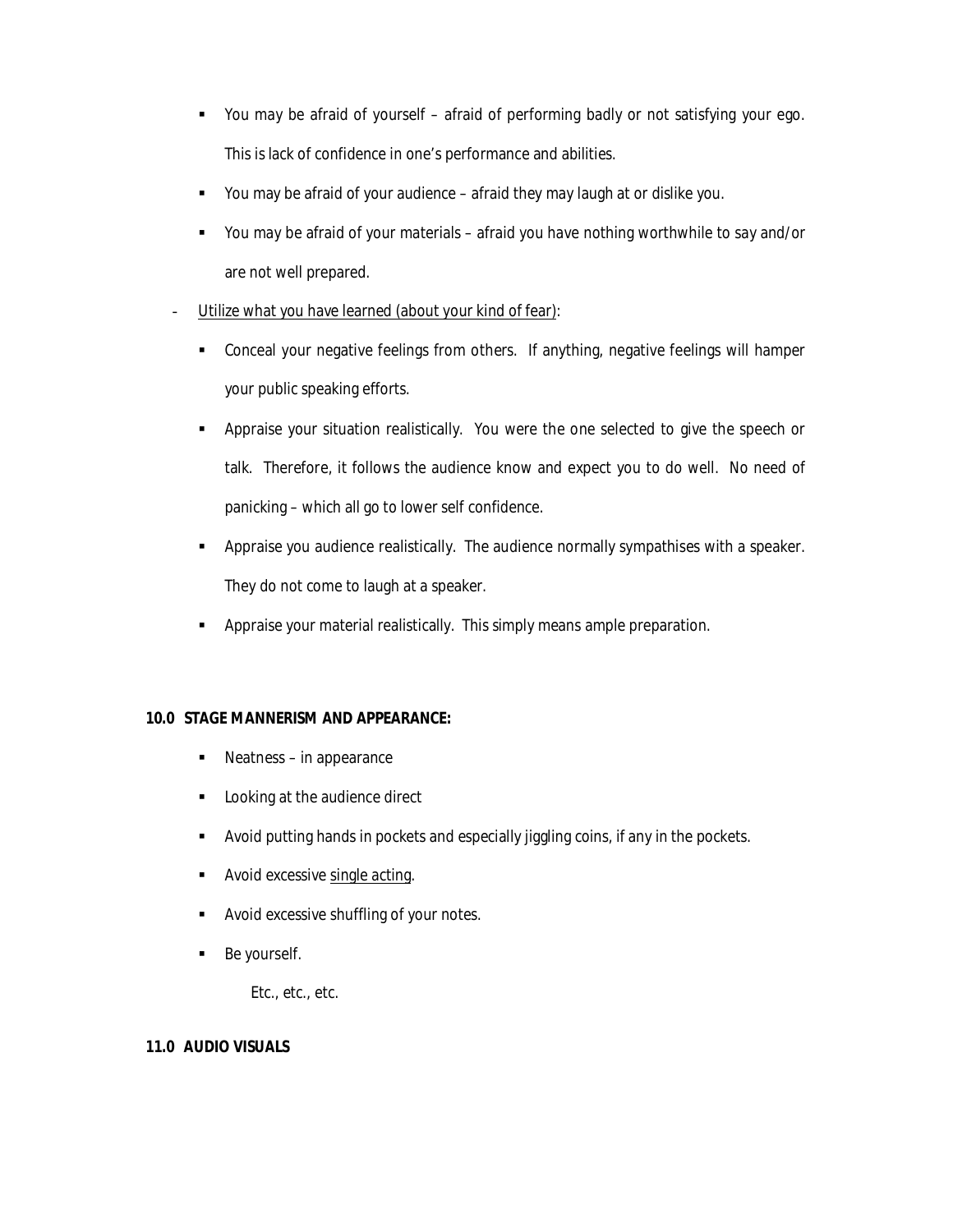- You may be afraid of yourself – afraid of performing badly or not satisfying your ego. This is lack of confidence in one's performance and abilities.
- You may be afraid of your audience – afraid they may laugh at or dislike you.
- You may be afraid of your materials – afraid you have nothing worthwhile to say and/or are not well prepared.

- <u>Utilize what you have learned (about your kind of fear)</u>:
  - Conceal your negative feelings from others. If anything, negative feelings will hamper your public speaking efforts.
  - Appraise your situation realistically. You were the one selected to give the speech or talk. Therefore, it follows the audience know and expect you to do well. No need of panicking – which all go to lower self confidence.
  - Appraise you audience realistically. The audience normally sympathises with a speaker. They do not come to laugh at a speaker.
  - Appraise your material realistically. This simply means ample preparation.

**10.0 STAGE MANNERISM AND APPEARANCE:**

- Neatness – in appearance
- Looking at the audience direct
- Avoid putting hands in pockets and especially jiggling coins, if any in the pockets.
- Avoid excessive <u>single acting</u>.
- Avoid excessive shuffling of your notes.
- Be yourself.

  Etc., etc., etc.

**11.0 AUDIO VISUALS**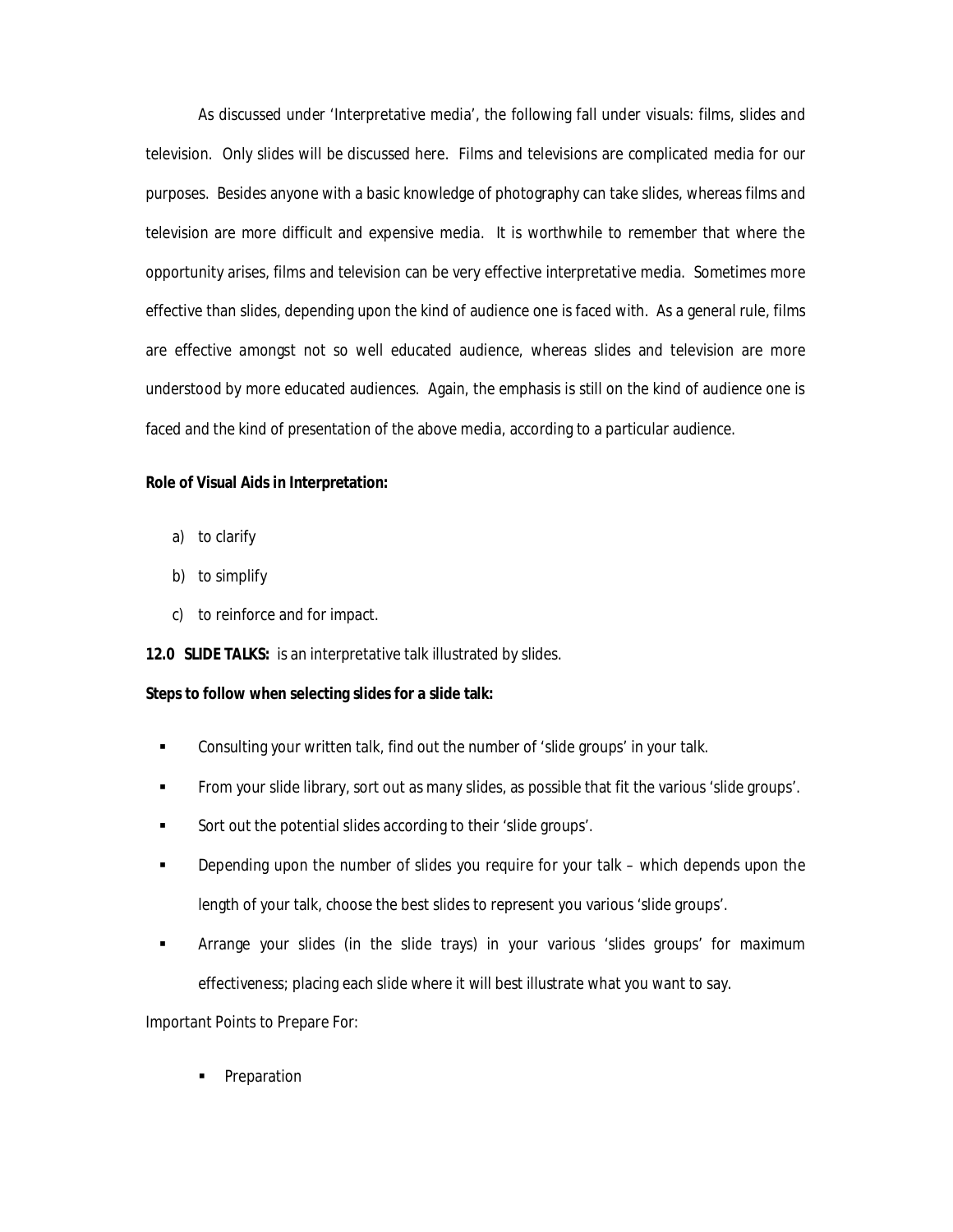As discussed under 'Interpretative media', the following fall under visuals: films, slides and television. Only slides will be discussed here. Films and televisions are complicated media for our purposes. Besides anyone with a basic knowledge of photography can take slides, whereas films and television are more difficult and expensive media. It is worthwhile to remember that where the opportunity arises, films and television can be very effective interpretative media. Sometimes more effective than slides, depending upon the kind of audience one is faced with. As a general rule, films are effective amongst not so well educated audience, whereas slides and television are more understood by more educated audiences. Again, the emphasis is still on the kind of audience one is faced and the kind of presentation of the above media, according to a particular audience.

**Role of Visual Aids in Interpretation:**

a) to clarify

b) to simplify

c) to reinforce and for impact.

**12.0 SLIDE TALKS:** is an interpretative talk illustrated by slides.

**Steps to follow when selecting slides for a slide talk:**

- Consulting your written talk, find out the number of 'slide groups' in your talk.
- From your slide library, sort out as many slides, as possible that fit the various 'slide groups'.
- Sort out the potential slides according to their 'slide groups'.
- Depending upon the number of slides you require for your talk – which depends upon the length of your talk, choose the best slides to represent you various 'slide groups'.
- Arrange your slides (in the slide trays) in your various 'slides groups' for maximum effectiveness; placing each slide where it will best illustrate what you want to say.

Important Points to Prepare For:

- Preparation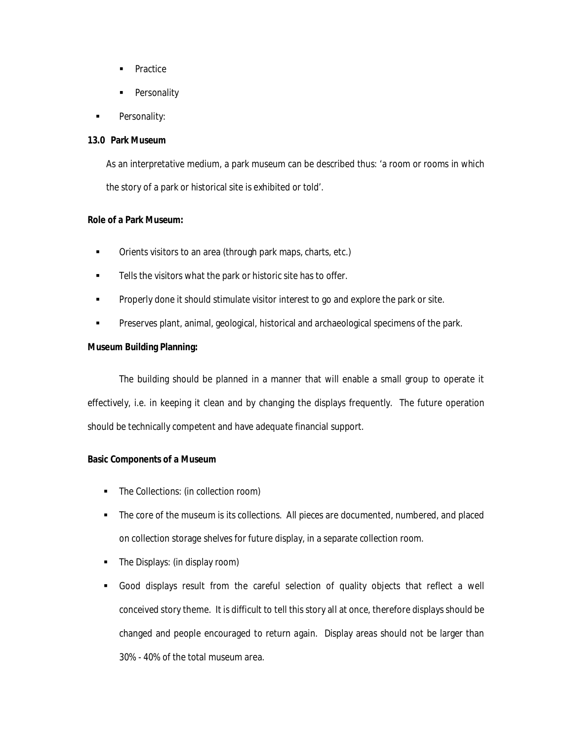- Practice
  - Personality
- Personality:

**13.0 Park Museum**

As an interpretative medium, a park museum can be described thus: 'a room or rooms in which the story of a park or historical site is exhibited or told'.

**Role of a Park Museum:**

- Orients visitors to an area (through park maps, charts, etc.)
- Tells the visitors what the park or historic site has to offer.
- Properly done it should stimulate visitor interest to go and explore the park or site.
- Preserves plant, animal, geological, historical and archaeological specimens of the park.

**Museum Building Planning:**

The building should be planned in a manner that will enable a small group to operate it effectively, i.e. in keeping it clean and by changing the displays frequently. The future operation should be technically competent and have adequate financial support.

**Basic Components of a Museum**

- The Collections: (in collection room)
- The core of the museum is its collections. All pieces are documented, numbered, and placed on collection storage shelves for future display, in a separate collection room.
- The Displays: (in display room)
- Good displays result from the careful selection of quality objects that reflect a well conceived story theme. It is difficult to tell this story all at once, therefore displays should be changed and people encouraged to return again. Display areas should not be larger than 30% - 40% of the total museum area.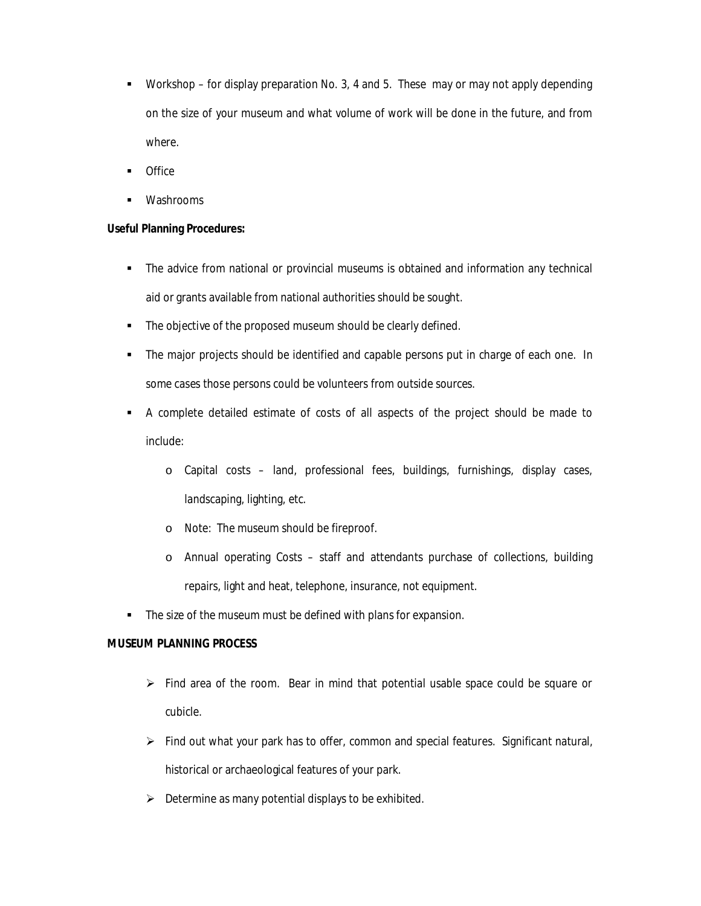- Workshop – for display preparation No. 3, 4 and 5. These may or may not apply depending on the size of your museum and what volume of work will be done in the future, and from where.
- Office
- Washrooms

**Useful Planning Procedures:**

- The advice from national or provincial museums is obtained and information any technical aid or grants available from national authorities should be sought.
- The objective of the proposed museum should be clearly defined.
- The major projects should be identified and capable persons put in charge of each one. In some cases those persons could be volunteers from outside sources.
- A complete detailed estimate of costs of all aspects of the project should be made to include:
  - Capital costs – land, professional fees, buildings, furnishings, display cases, landscaping, lighting, etc.
  - Note: The museum should be fireproof.
  - Annual operating Costs – staff and attendants purchase of collections, building repairs, light and heat, telephone, insurance, not equipment.
- The size of the museum must be defined with plans for expansion.

**MUSEUM PLANNING PROCESS**

- Find area of the room. Bear in mind that potential usable space could be square or cubicle.
- Find out what your park has to offer, common and special features. Significant natural, historical or archaeological features of your park.
- Determine as many potential displays to be exhibited.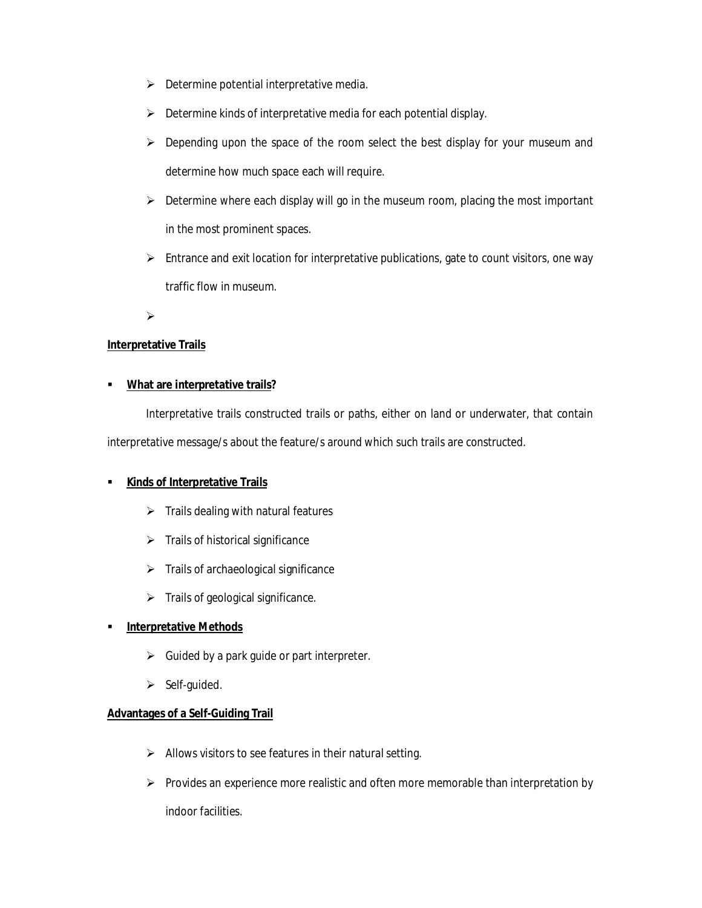- Determine potential interpretative media.
- Determine kinds of interpretative media for each potential display.
- Depending upon the space of the room select the best display for your museum and determine how much space each will require.
- Determine where each display will go in the museum room, placing the most important in the most prominent spaces.
- Entrance and exit location for interpretative publications, gate to count visitors, one way traffic flow in museum.
- 

**<u>Interpretative Trails</u>**

- **<u>What are interpretative trails</u>?**

Interpretative trails constructed trails or paths, either on land or underwater, that contain interpretative message/s about the feature/s around which such trails are constructed.

- **<u>Kinds of Interpretative Trails</u>**
  - Trails dealing with natural features
  - Trails of historical significance
  - Trails of archaeological significance
  - Trails of geological significance.
- **<u>Interpretative Methods</u>**
  - Guided by a park guide or part interpreter.
  - Self-guided.

**<u>Advantages of a Self-Guiding Trail</u>**

- Allows visitors to see features in their natural setting.
- Provides an experience more realistic and often more memorable than interpretation by indoor facilities.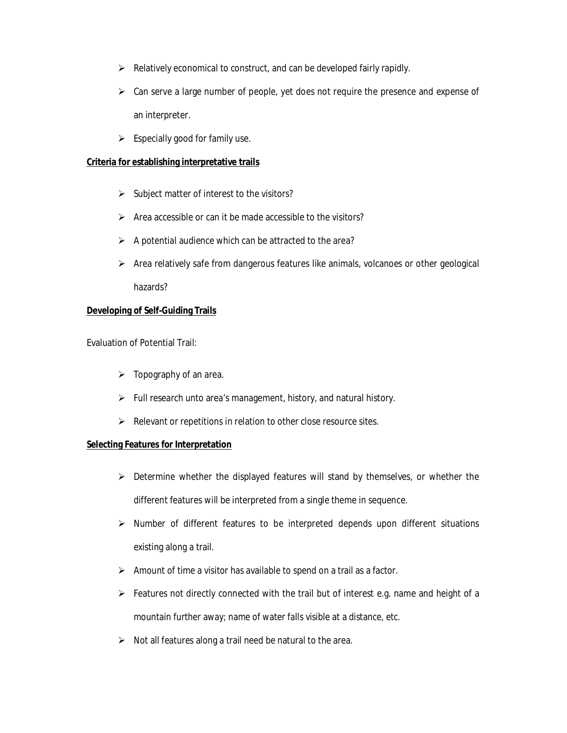- Relatively economical to construct, and can be developed fairly rapidly.
- Can serve a large number of people, yet does not require the presence and expense of an interpreter.
- Especially good for family use.

**Criteria for establishing interpretative trails**

- Subject matter of interest to the visitors?
- Area accessible or can it be made accessible to the visitors?
- A potential audience which can be attracted to the area?
- Area relatively safe from dangerous features like animals, volcanoes or other geological hazards?

**Developing of Self-Guiding Trails**

Evaluation of Potential Trail:

- Topography of an area.
- Full research unto area's management, history, and natural history.
- Relevant or repetitions in relation to other close resource sites.

**Selecting Features for Interpretation**

- Determine whether the displayed features will stand by themselves, or whether the different features will be interpreted from a single theme in sequence.
- Number of different features to be interpreted depends upon different situations existing along a trail.
- Amount of time a visitor has available to spend on a trail as a factor.
- Features not directly connected with the trail but of interest e.g. name and height of a mountain further away; name of water falls visible at a distance, etc.
- Not all features along a trail need be natural to the area.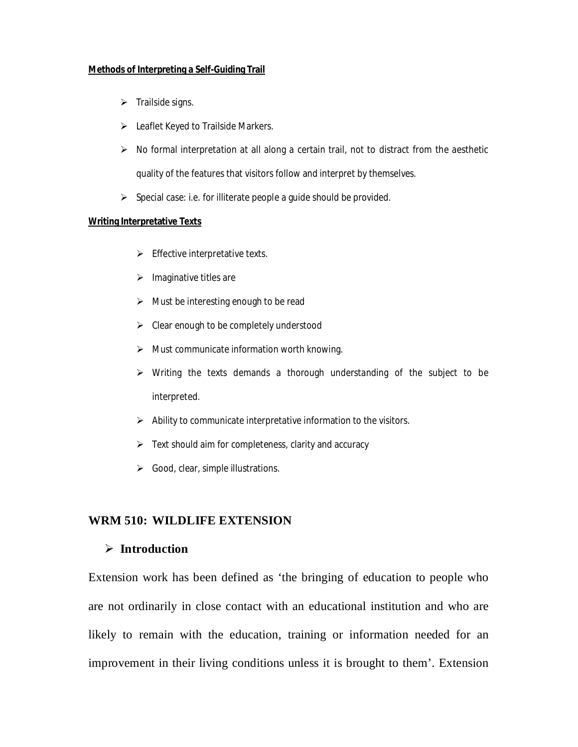**Methods of Interpreting a Self-Guiding Trail**

- Trailside signs.
- Leaflet Keyed to Trailside Markers.
- No formal interpretation at all along a certain trail, not to distract from the aesthetic quality of the features that visitors follow and interpret by themselves.
- Special case: i.e. for illiterate people a guide should be provided.

**Writing Interpretative Texts**

- Effective interpretative texts.
- Imaginative titles are
- Must be interesting enough to be read
- Clear enough to be completely understood
- Must communicate information worth knowing.
- Writing the texts demands a thorough understanding of the subject to be interpreted.
- Ability to communicate interpretative information to the visitors.
- Text should aim for completeness, clarity and accuracy
- Good, clear, simple illustrations.

## WRM 510: WILDLIFE EXTENSION

- **Introduction**

Extension work has been defined as 'the bringing of education to people who are not ordinarily in close contact with an educational institution and who are likely to remain with the education, training or information needed for an improvement in their living conditions unless it is brought to them'. Extension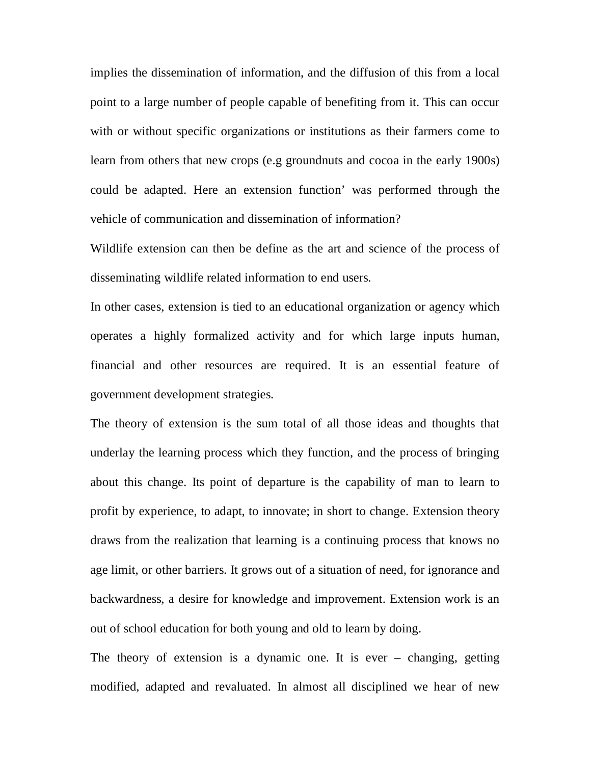implies the dissemination of information, and the diffusion of this from a local point to a large number of people capable of benefiting from it. This can occur with or without specific organizations or institutions as their farmers come to learn from others that new crops (e.g groundnuts and cocoa in the early 1900s) could be adapted. Here an extension function' was performed through the vehicle of communication and dissemination of information?

Wildlife extension can then be define as the art and science of the process of disseminating wildlife related information to end users.

In other cases, extension is tied to an educational organization or agency which operates a highly formalized activity and for which large inputs human, financial and other resources are required. It is an essential feature of government development strategies.

The theory of extension is the sum total of all those ideas and thoughts that underlay the learning process which they function, and the process of bringing about this change. Its point of departure is the capability of man to learn to profit by experience, to adapt, to innovate; in short to change. Extension theory draws from the realization that learning is a continuing process that knows no age limit, or other barriers. It grows out of a situation of need, for ignorance and backwardness, a desire for knowledge and improvement. Extension work is an out of school education for both young and old to learn by doing.

The theory of extension is a dynamic one. It is ever – changing, getting modified, adapted and revaluated. In almost all disciplined we hear of new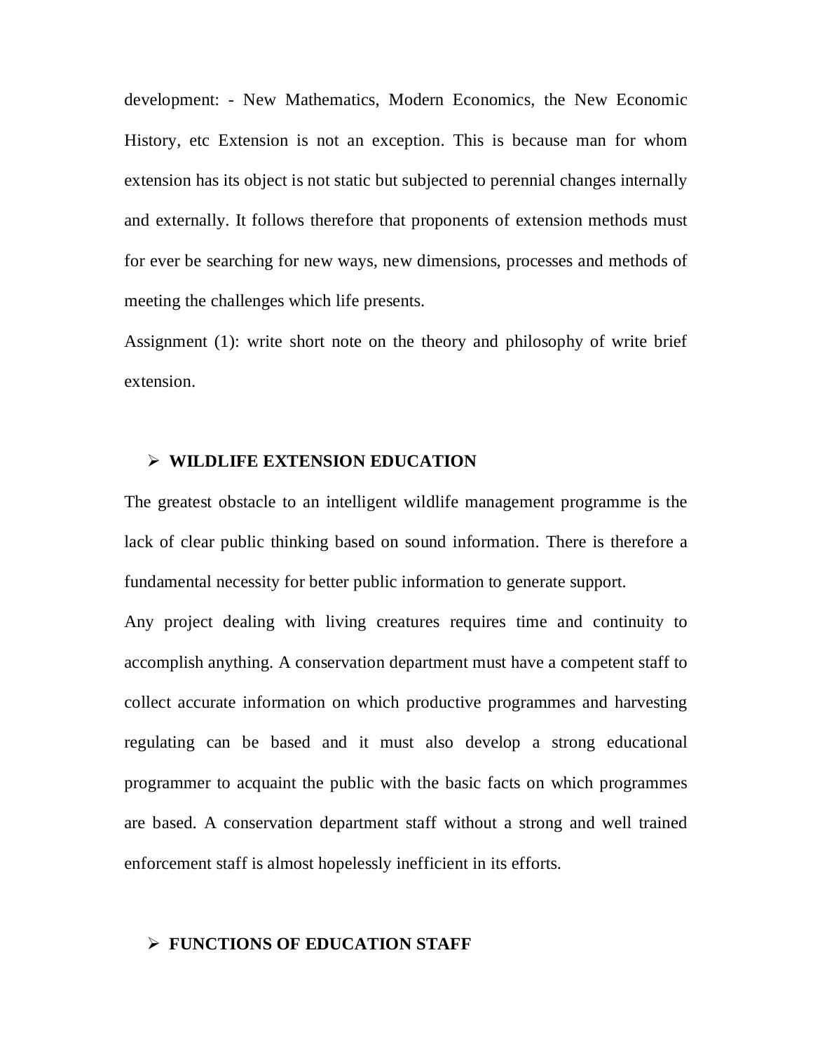development: - New Mathematics, Modern Economics, the New Economic History, etc Extension is not an exception. This is because man for whom extension has its object is not static but subjected to perennial changes internally and externally. It follows therefore that proponents of extension methods must for ever be searching for new ways, new dimensions, processes and methods of meeting the challenges which life presents.

Assignment (1): write short note on the theory and philosophy of write brief extension.

## ➢ WILDLIFE EXTENSION EDUCATION

The greatest obstacle to an intelligent wildlife management programme is the lack of clear public thinking based on sound information. There is therefore a fundamental necessity for better public information to generate support.

Any project dealing with living creatures requires time and continuity to accomplish anything. A conservation department must have a competent staff to collect accurate information on which productive programmes and harvesting regulating can be based and it must also develop a strong educational programmer to acquaint the public with the basic facts on which programmes are based. A conservation department staff without a strong and well trained enforcement staff is almost hopelessly inefficient in its efforts.

## ➢ FUNCTIONS OF EDUCATION STAFF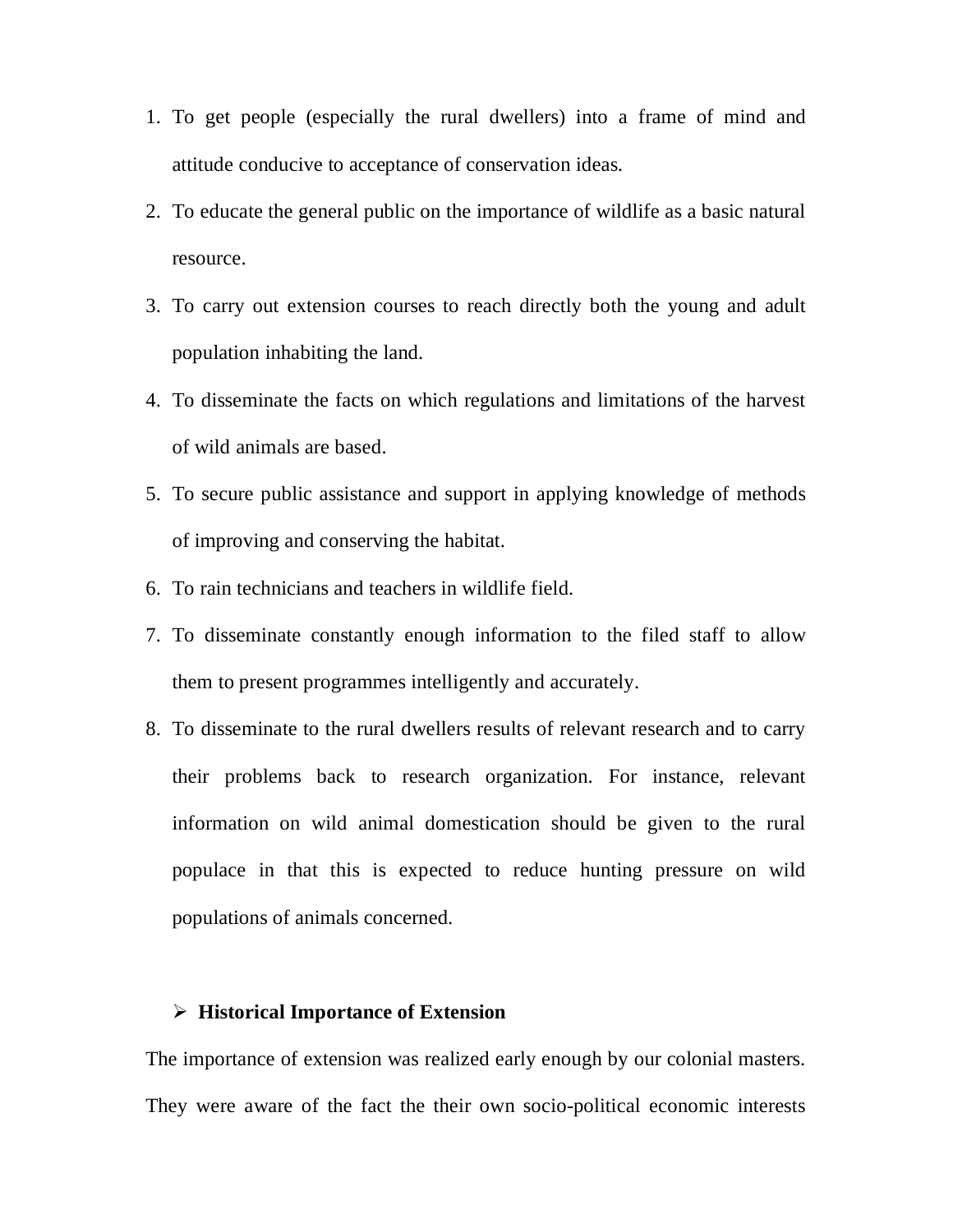1. To get people (especially the rural dwellers) into a frame of mind and attitude conducive to acceptance of conservation ideas.
2. To educate the general public on the importance of wildlife as a basic natural resource.
3. To carry out extension courses to reach directly both the young and adult population inhabiting the land.
4. To disseminate the facts on which regulations and limitations of the harvest of wild animals are based.
5. To secure public assistance and support in applying knowledge of methods of improving and conserving the habitat.
6. To rain technicians and teachers in wildlife field.
7. To disseminate constantly enough information to the filed staff to allow them to present programmes intelligently and accurately.
8. To disseminate to the rural dwellers results of relevant research and to carry their problems back to research organization. For instance, relevant information on wild animal domestication should be given to the rural populace in that this is expected to reduce hunting pressure on wild populations of animals concerned.

- **Historical Importance of Extension**

The importance of extension was realized early enough by our colonial masters. They were aware of the fact the their own socio-political economic interests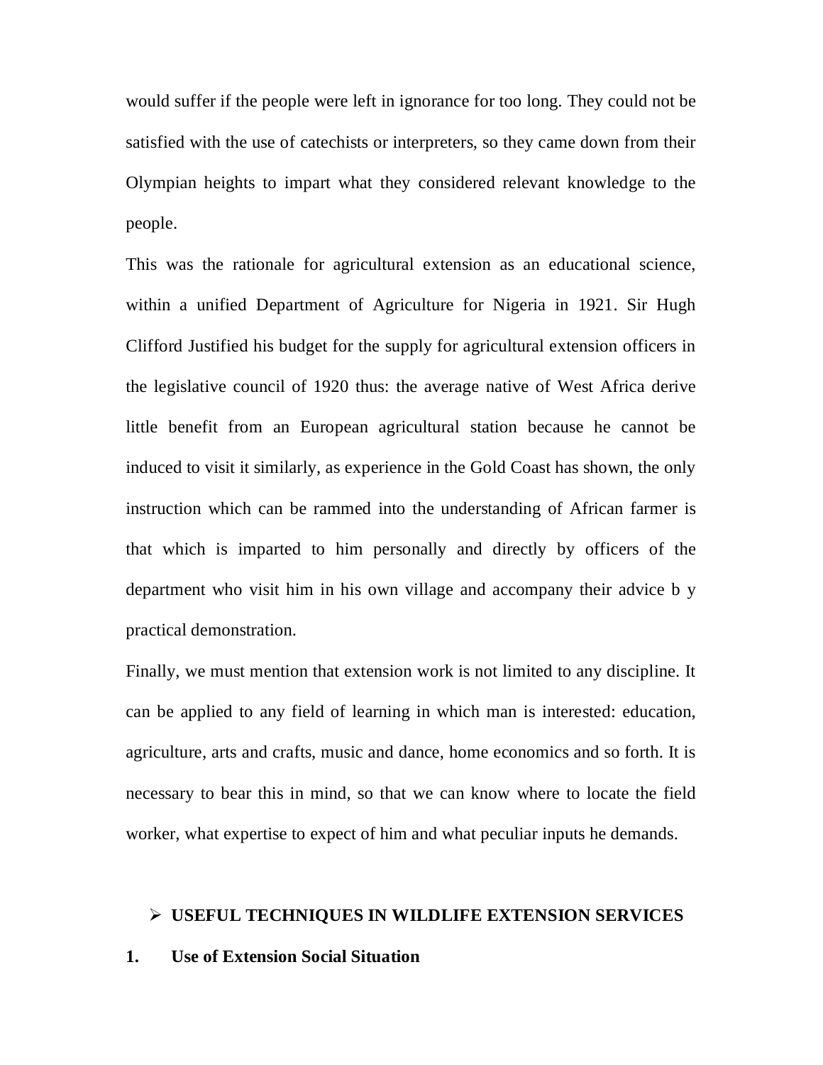would suffer if the people were left in ignorance for too long. They could not be satisfied with the use of catechists or interpreters, so they came down from their Olympian heights to impart what they considered relevant knowledge to the people.

This was the rationale for agricultural extension as an educational science, within a unified Department of Agriculture for Nigeria in 1921. Sir Hugh Clifford Justified his budget for the supply for agricultural extension officers in the legislative council of 1920 thus: the average native of West Africa derive little benefit from an European agricultural station because he cannot be induced to visit it similarly, as experience in the Gold Coast has shown, the only instruction which can be rammed into the understanding of African farmer is that which is imparted to him personally and directly by officers of the department who visit him in his own village and accompany their advice b y practical demonstration.

Finally, we must mention that extension work is not limited to any discipline. It can be applied to any field of learning in which man is interested: education, agriculture, arts and crafts, music and dance, home economics and so forth. It is necessary to bear this in mind, so that we can know where to locate the field worker, what expertise to expect of him and what peculiar inputs he demands.

## ➢ USEFUL TECHNIQUES IN WILDLIFE EXTENSION SERVICES

### 1. Use of Extension Social Situation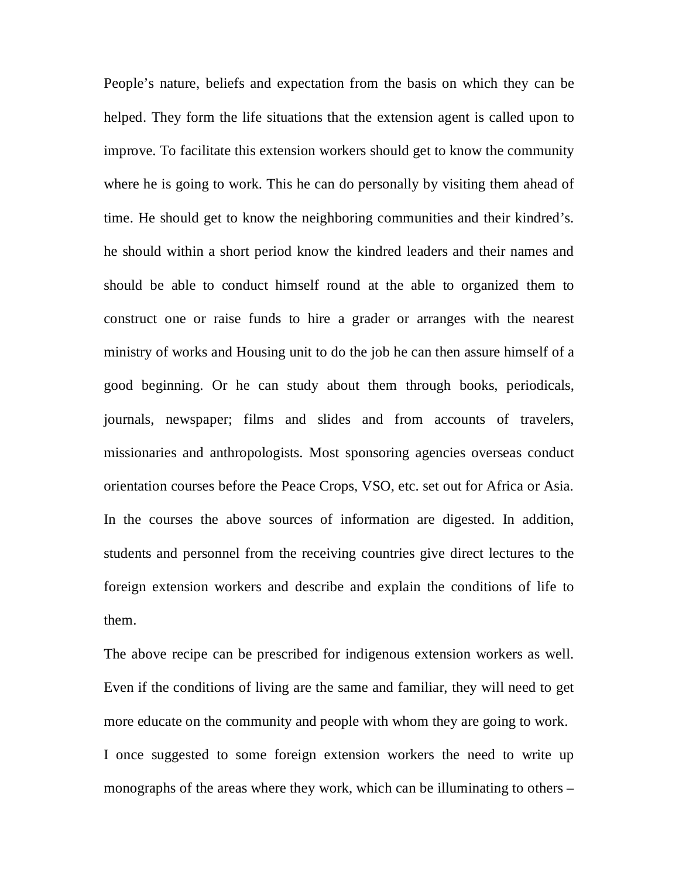People's nature, beliefs and expectation from the basis on which they can be helped. They form the life situations that the extension agent is called upon to improve. To facilitate this extension workers should get to know the community where he is going to work. This he can do personally by visiting them ahead of time. He should get to know the neighboring communities and their kindred's. he should within a short period know the kindred leaders and their names and should be able to conduct himself round at the able to organized them to construct one or raise funds to hire a grader or arranges with the nearest ministry of works and Housing unit to do the job he can then assure himself of a good beginning. Or he can study about them through books, periodicals, journals, newspaper; films and slides and from accounts of travelers, missionaries and anthropologists. Most sponsoring agencies overseas conduct orientation courses before the Peace Crops, VSO, etc. set out for Africa or Asia. In the courses the above sources of information are digested. In addition, students and personnel from the receiving countries give direct lectures to the foreign extension workers and describe and explain the conditions of life to them.

The above recipe can be prescribed for indigenous extension workers as well. Even if the conditions of living are the same and familiar, they will need to get more educate on the community and people with whom they are going to work.

I once suggested to some foreign extension workers the need to write up monographs of the areas where they work, which can be illuminating to others –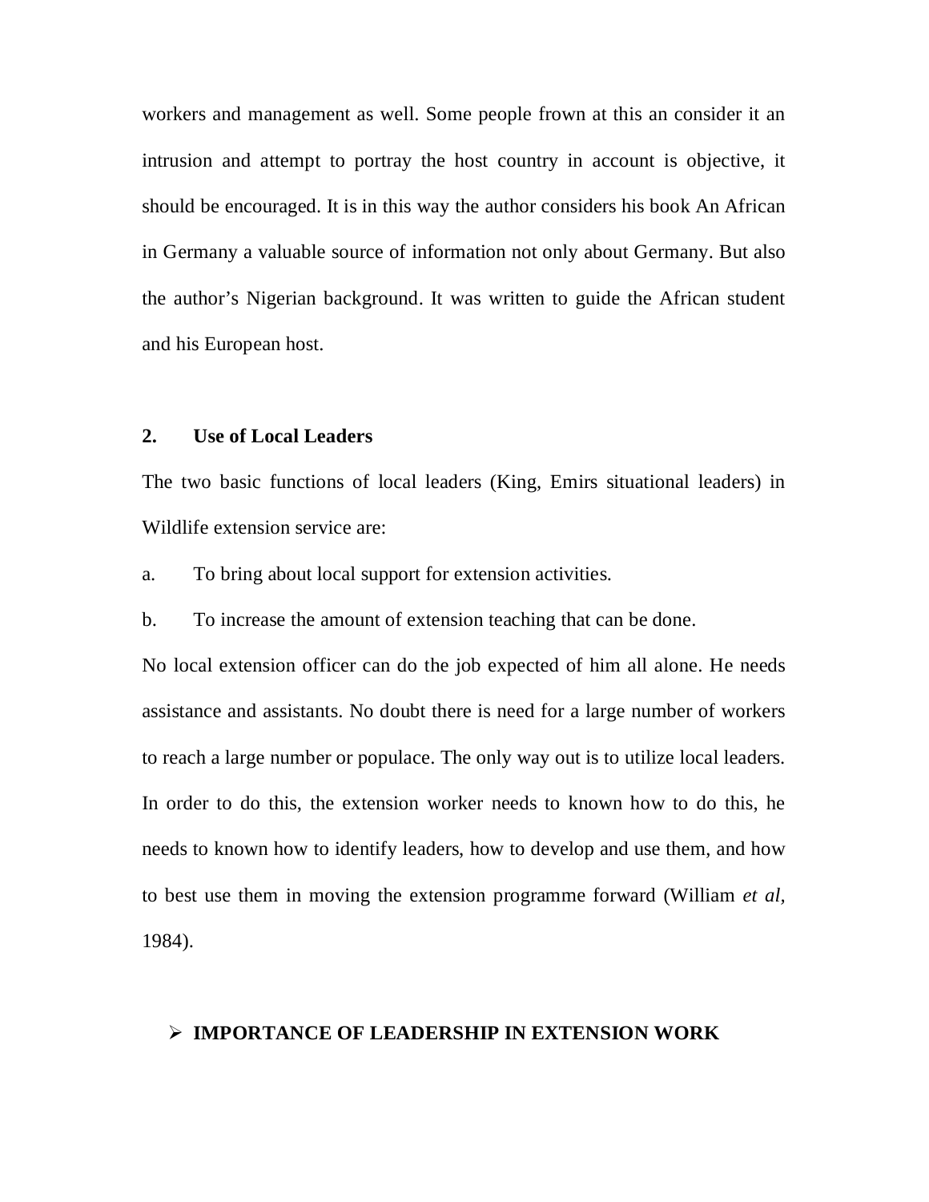workers and management as well. Some people frown at this an consider it an intrusion and attempt to portray the host country in account is objective, it should be encouraged. It is in this way the author considers his book An African in Germany a valuable source of information not only about Germany. But also the author's Nigerian background. It was written to guide the African student and his European host.

**2. Use of Local Leaders**

The two basic functions of local leaders (King, Emirs situational leaders) in Wildlife extension service are:

a. To bring about local support for extension activities.

b. To increase the amount of extension teaching that can be done.

No local extension officer can do the job expected of him all alone. He needs assistance and assistants. No doubt there is need for a large number of workers to reach a large number or populace. The only way out is to utilize local leaders. In order to do this, the extension worker needs to known how to do this, he needs to known how to identify leaders, how to develop and use them, and how to best use them in moving the extension programme forward (William *et al,* 1984).

- **IMPORTANCE OF LEADERSHIP IN EXTENSION WORK**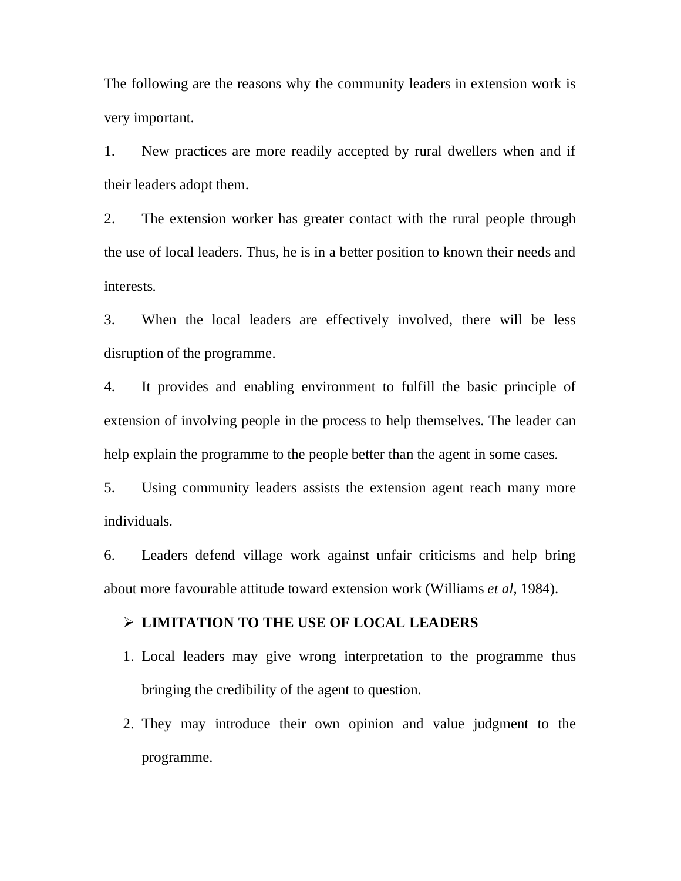The following are the reasons why the community leaders in extension work is very important.

1. New practices are more readily accepted by rural dwellers when and if their leaders adopt them.
2. The extension worker has greater contact with the rural people through the use of local leaders. Thus, he is in a better position to known their needs and interests.
3. When the local leaders are effectively involved, there will be less disruption of the programme.
4. It provides and enabling environment to fulfill the basic principle of extension of involving people in the process to help themselves. The leader can help explain the programme to the people better than the agent in some cases.
5. Using community leaders assists the extension agent reach many more individuals.
6. Leaders defend village work against unfair criticisms and help bring about more favourable attitude toward extension work (Williams *et al,* 1984).

- **LIMITATION TO THE USE OF LOCAL LEADERS**

1. Local leaders may give wrong interpretation to the programme thus bringing the credibility of the agent to question.
2. They may introduce their own opinion and value judgment to the programme.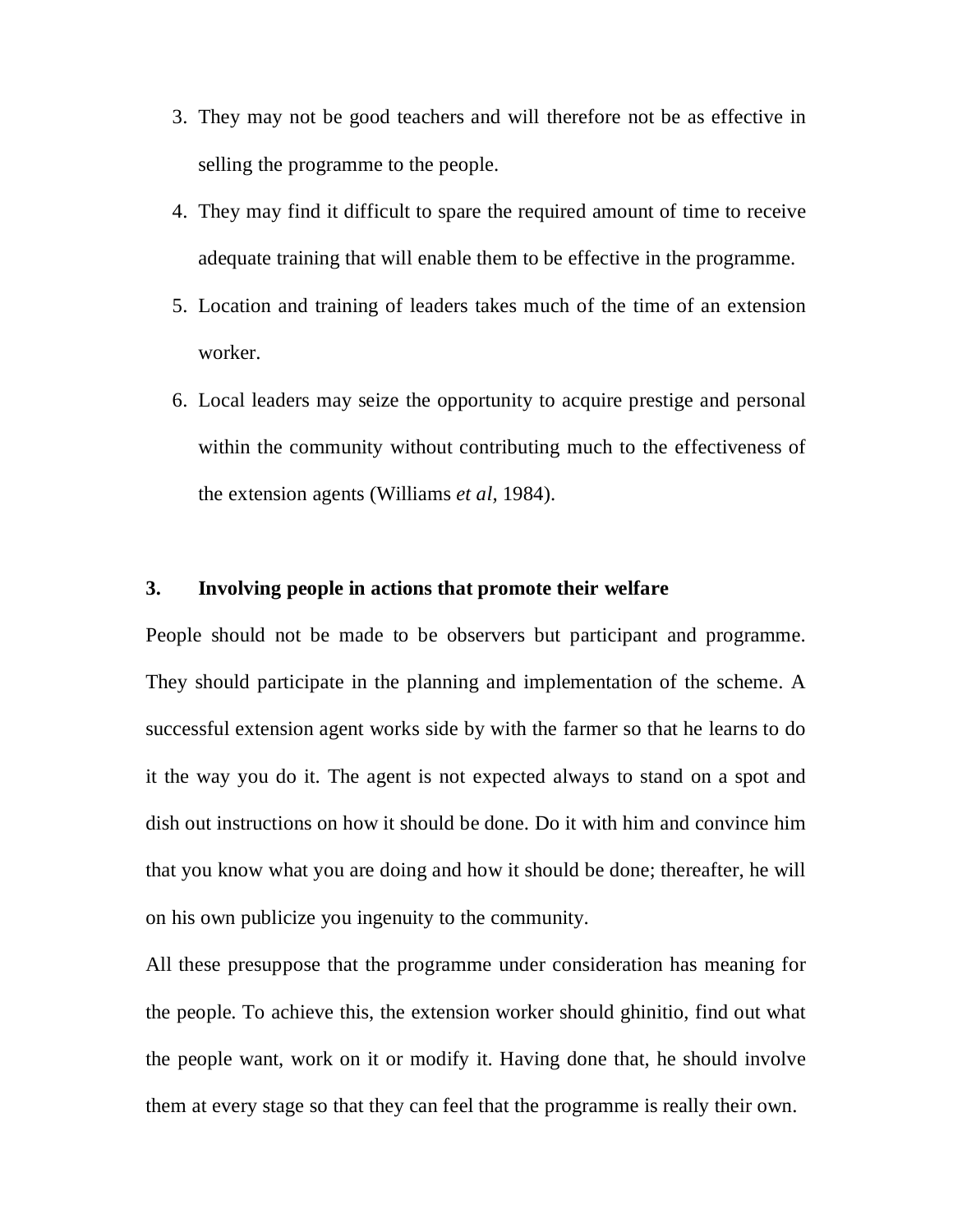3. They may not be good teachers and will therefore not be as effective in selling the programme to the people.
4. They may find it difficult to spare the required amount of time to receive adequate training that will enable them to be effective in the programme.
5. Location and training of leaders takes much of the time of an extension worker.
6. Local leaders may seize the opportunity to acquire prestige and personal within the community without contributing much to the effectiveness of the extension agents (Williams *et al,* 1984).

**3. Involving people in actions that promote their welfare**

People should not be made to be observers but participant and programme. They should participate in the planning and implementation of the scheme. A successful extension agent works side by with the farmer so that he learns to do it the way you do it. The agent is not expected always to stand on a spot and dish out instructions on how it should be done. Do it with him and convince him that you know what you are doing and how it should be done; thereafter, he will on his own publicize you ingenuity to the community.

All these presuppose that the programme under consideration has meaning for the people. To achieve this, the extension worker should ghinitio, find out what the people want, work on it or modify it. Having done that, he should involve them at every stage so that they can feel that the programme is really their own.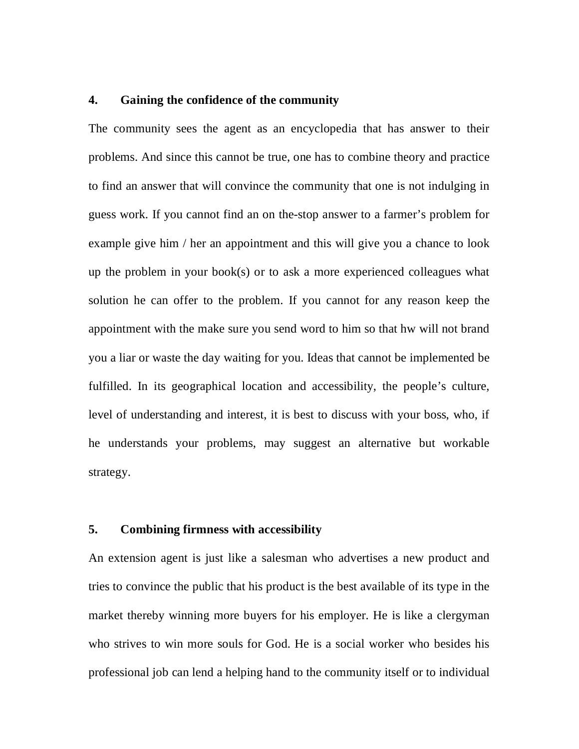**4. Gaining the confidence of the community**

The community sees the agent as an encyclopedia that has answer to their problems. And since this cannot be true, one has to combine theory and practice to find an answer that will convince the community that one is not indulging in guess work. If you cannot find an on the-stop answer to a farmer's problem for example give him / her an appointment and this will give you a chance to look up the problem in your book(s) or to ask a more experienced colleagues what solution he can offer to the problem. If you cannot for any reason keep the appointment with the make sure you send word to him so that hw will not brand you a liar or waste the day waiting for you. Ideas that cannot be implemented be fulfilled. In its geographical location and accessibility, the people's culture, level of understanding and interest, it is best to discuss with your boss, who, if he understands your problems, may suggest an alternative but workable strategy.

**5. Combining firmness with accessibility**

An extension agent is just like a salesman who advertises a new product and tries to convince the public that his product is the best available of its type in the market thereby winning more buyers for his employer. He is like a clergyman who strives to win more souls for God. He is a social worker who besides his professional job can lend a helping hand to the community itself or to individual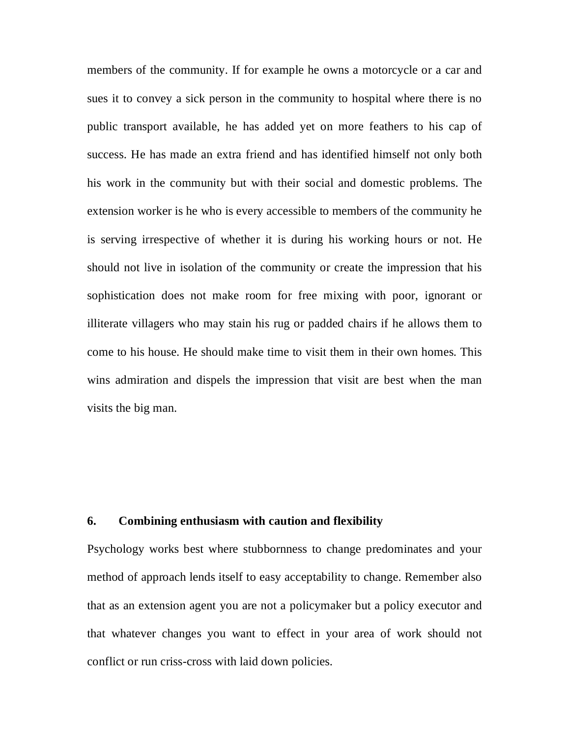members of the community. If for example he owns a motorcycle or a car and sues it to convey a sick person in the community to hospital where there is no public transport available, he has added yet on more feathers to his cap of success. He has made an extra friend and has identified himself not only both his work in the community but with their social and domestic problems. The extension worker is he who is every accessible to members of the community he is serving irrespective of whether it is during his working hours or not. He should not live in isolation of the community or create the impression that his sophistication does not make room for free mixing with poor, ignorant or illiterate villagers who may stain his rug or padded chairs if he allows them to come to his house. He should make time to visit them in their own homes. This wins admiration and dispels the impression that visit are best when the man visits the big man.

**6. Combining enthusiasm with caution and flexibility**

Psychology works best where stubbornness to change predominates and your method of approach lends itself to easy acceptability to change. Remember also that as an extension agent you are not a policymaker but a policy executor and that whatever changes you want to effect in your area of work should not conflict or run criss-cross with laid down policies.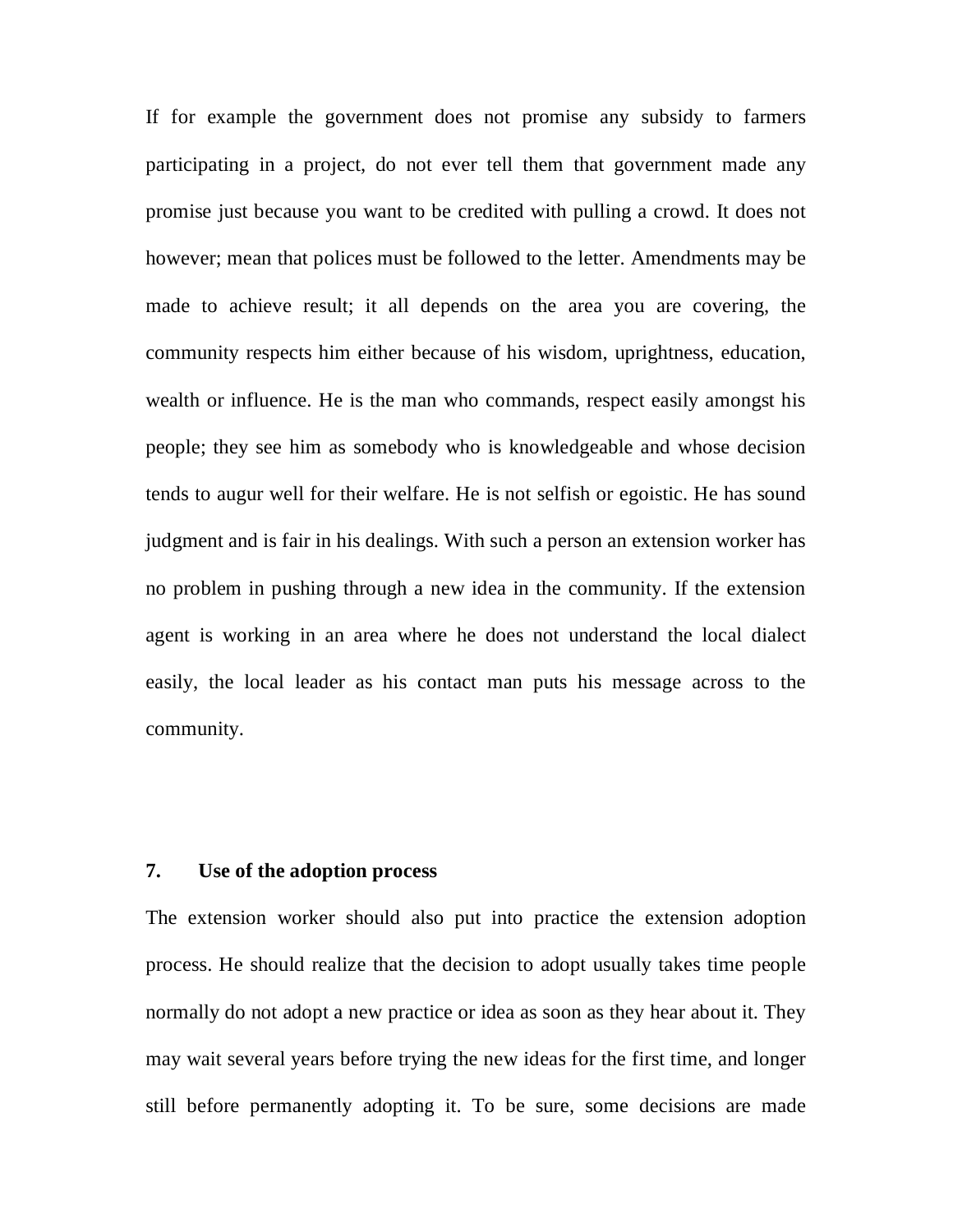If for example the government does not promise any subsidy to farmers participating in a project, do not ever tell them that government made any promise just because you want to be credited with pulling a crowd. It does not however; mean that polices must be followed to the letter. Amendments may be made to achieve result; it all depends on the area you are covering, the community respects him either because of his wisdom, uprightness, education, wealth or influence. He is the man who commands, respect easily amongst his people; they see him as somebody who is knowledgeable and whose decision tends to augur well for their welfare. He is not selfish or egoistic. He has sound judgment and is fair in his dealings. With such a person an extension worker has no problem in pushing through a new idea in the community. If the extension agent is working in an area where he does not understand the local dialect easily, the local leader as his contact man puts his message across to the community.

**7. Use of the adoption process**

The extension worker should also put into practice the extension adoption process. He should realize that the decision to adopt usually takes time people normally do not adopt a new practice or idea as soon as they hear about it. They may wait several years before trying the new ideas for the first time, and longer still before permanently adopting it. To be sure, some decisions are made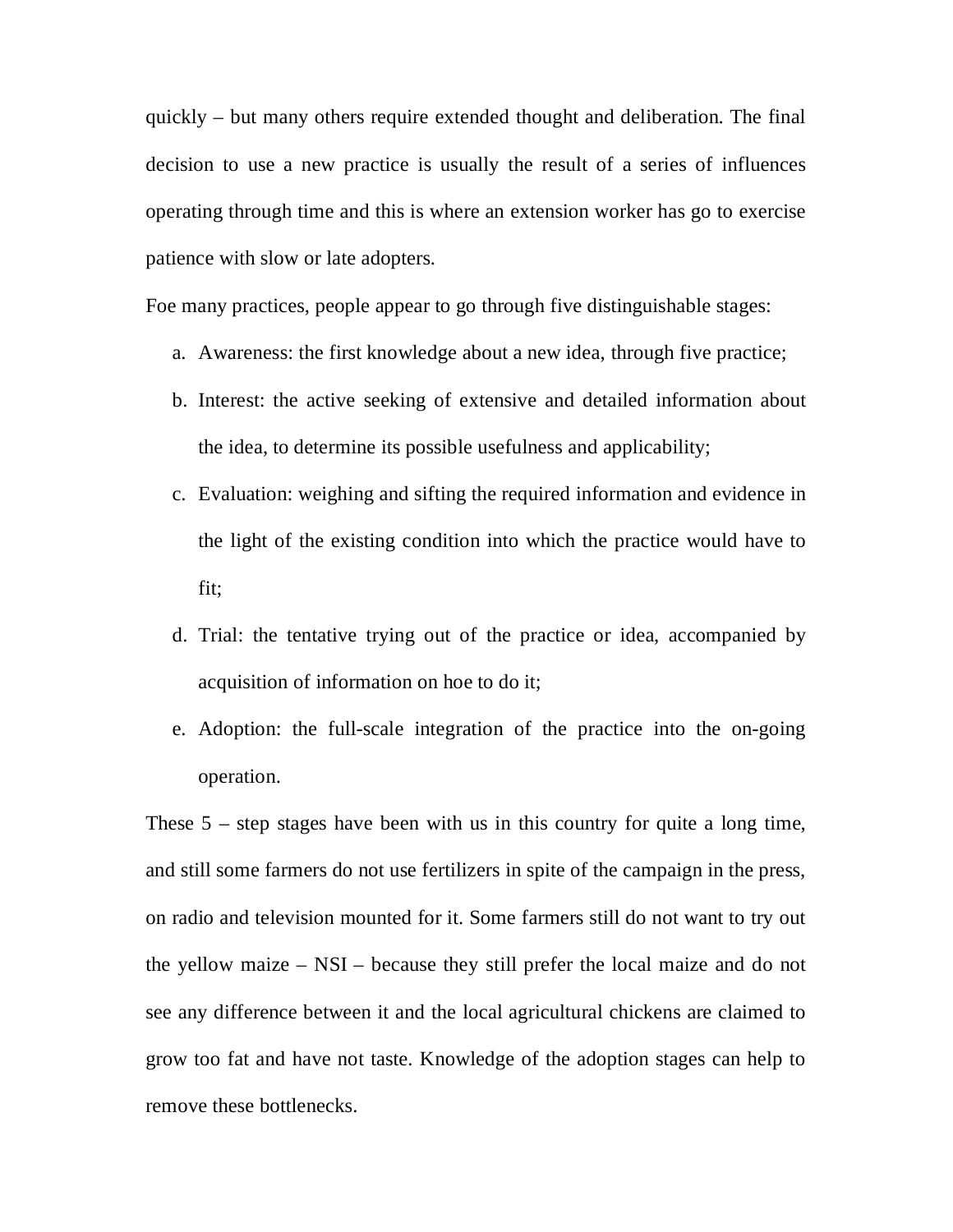quickly – but many others require extended thought and deliberation. The final decision to use a new practice is usually the result of a series of influences operating through time and this is where an extension worker has go to exercise patience with slow or late adopters.

Foe many practices, people appear to go through five distinguishable stages:

a. Awareness: the first knowledge about a new idea, through five practice;
b. Interest: the active seeking of extensive and detailed information about the idea, to determine its possible usefulness and applicability;
c. Evaluation: weighing and sifting the required information and evidence in the light of the existing condition into which the practice would have to fit;
d. Trial: the tentative trying out of the practice or idea, accompanied by acquisition of information on hoe to do it;
e. Adoption: the full-scale integration of the practice into the on-going operation.

These 5 – step stages have been with us in this country for quite a long time, and still some farmers do not use fertilizers in spite of the campaign in the press, on radio and television mounted for it. Some farmers still do not want to try out the yellow maize – NSI – because they still prefer the local maize and do not see any difference between it and the local agricultural chickens are claimed to grow too fat and have not taste. Knowledge of the adoption stages can help to remove these bottlenecks.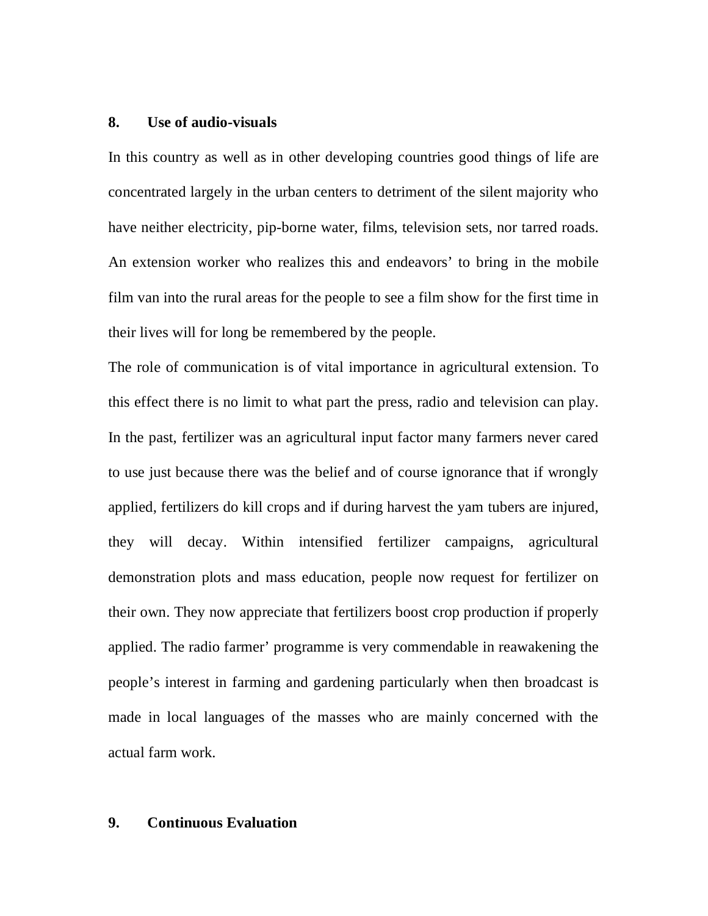**8. Use of audio-visuals**

In this country as well as in other developing countries good things of life are concentrated largely in the urban centers to detriment of the silent majority who have neither electricity, pip-borne water, films, television sets, nor tarred roads. An extension worker who realizes this and endeavors' to bring in the mobile film van into the rural areas for the people to see a film show for the first time in their lives will for long be remembered by the people.

The role of communication is of vital importance in agricultural extension. To this effect there is no limit to what part the press, radio and television can play. In the past, fertilizer was an agricultural input factor many farmers never cared to use just because there was the belief and of course ignorance that if wrongly applied, fertilizers do kill crops and if during harvest the yam tubers are injured, they will decay. Within intensified fertilizer campaigns, agricultural demonstration plots and mass education, people now request for fertilizer on their own. They now appreciate that fertilizers boost crop production if properly applied. The radio farmer' programme is very commendable in reawakening the people's interest in farming and gardening particularly when then broadcast is made in local languages of the masses who are mainly concerned with the actual farm work.

**9. Continuous Evaluation**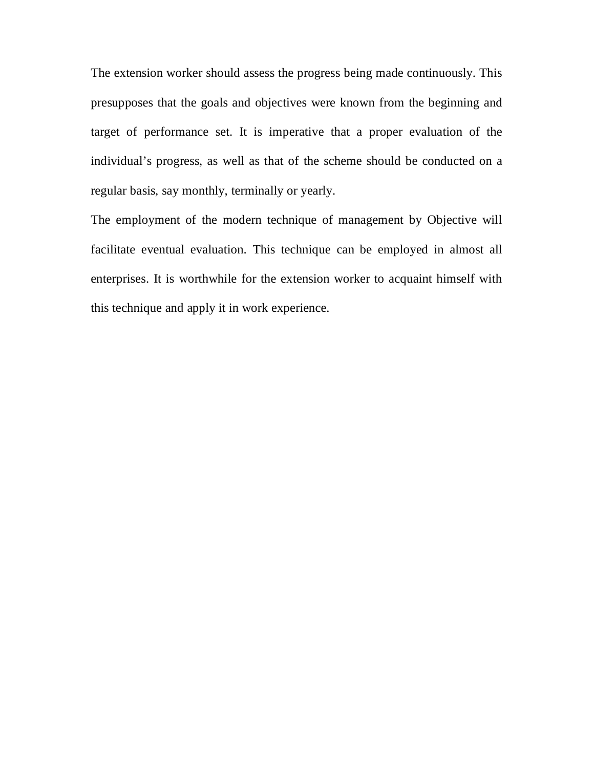The extension worker should assess the progress being made continuously. This presupposes that the goals and objectives were known from the beginning and target of performance set. It is imperative that a proper evaluation of the individual's progress, as well as that of the scheme should be conducted on a regular basis, say monthly, terminally or yearly.

The employment of the modern technique of management by Objective will facilitate eventual evaluation. This technique can be employed in almost all enterprises. It is worthwhile for the extension worker to acquaint himself with this technique and apply it in work experience.